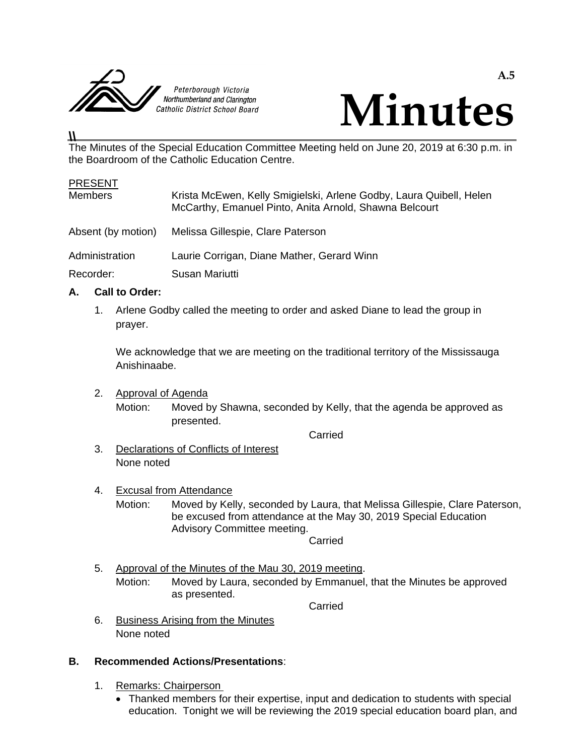Peterborough Victoria
Northumberland and Clarington
Catholic District School Board

A.5

# Minutes

The Minutes of the Special Education Committee Meeting held on June 20, 2019 at 6:30 p.m. in the Boardroom of the Catholic Education Centre.

PRESENT

| | |
|---|---|
| Members | Krista McEwen, Kelly Smigielski, Arlene Godby, Laura Quibell, Helen McCarthy, Emanuel Pinto, Anita Arnold, Shawna Belcourt |
| Absent (by motion) | Melissa Gillespie, Clare Paterson |
| Administration | Laurie Corrigan, Diane Mather, Gerard Winn |
| Recorder: | Susan Mariutti |

**A. Call to Order:**

1. Arlene Godby called the meeting to order and asked Diane to lead the group in prayer.

   We acknowledge that we are meeting on the traditional territory of the Mississauga Anishinaabe.

2. Approval of Agenda

   Motion: Moved by Shawna, seconded by Kelly, that the agenda be approved as presented.

   Carried

3. Declarations of Conflicts of Interest

   None noted

4. Excusal from Attendance

   Motion: Moved by Kelly, seconded by Laura, that Melissa Gillespie, Clare Paterson, be excused from attendance at the May 30, 2019 Special Education Advisory Committee meeting.

   Carried

5. Approval of the Minutes of the Mau 30, 2019 meeting.

   Motion: Moved by Laura, seconded by Emmanuel, that the Minutes be approved as presented.

   Carried

6. Business Arising from the Minutes

   None noted

**B. Recommended Actions/Presentations**:

1. Remarks: Chairperson
   - Thanked members for their expertise, input and dedication to students with special education. Tonight we will be reviewing the 2019 special education board plan, and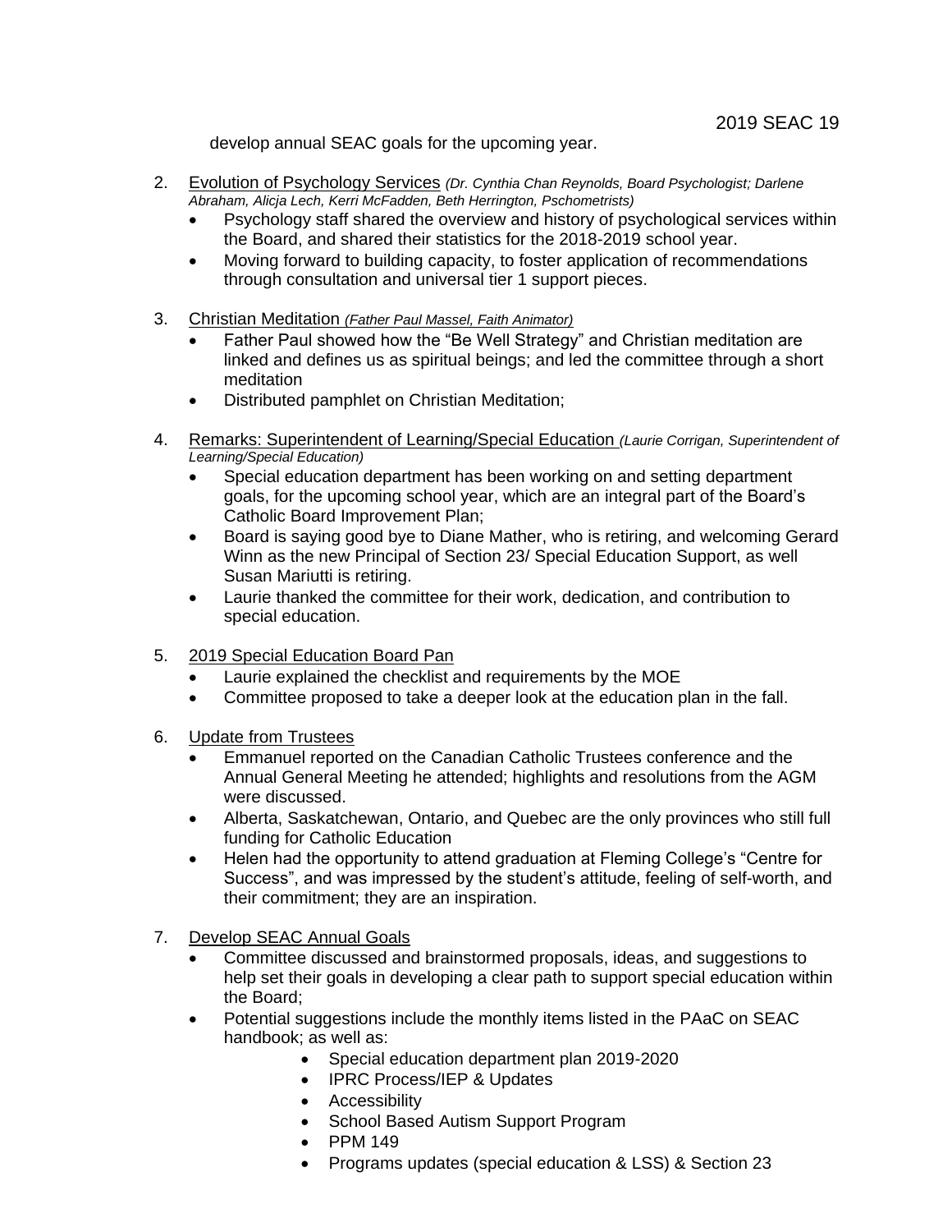develop annual SEAC goals for the upcoming year.

2. Evolution of Psychology Services *(Dr. Cynthia Chan Reynolds, Board Psychologist; Darlene Abraham, Alicja Lech, Kerri McFadden, Beth Herrington, Pschometrists)*
   - Psychology staff shared the overview and history of psychological services within the Board, and shared their statistics for the 2018-2019 school year.
   - Moving forward to building capacity, to foster application of recommendations through consultation and universal tier 1 support pieces.

3. Christian Meditation *(Father Paul Massel, Faith Animator)*
   - Father Paul showed how the "Be Well Strategy" and Christian meditation are linked and defines us as spiritual beings; and led the committee through a short meditation
   - Distributed pamphlet on Christian Meditation;

4. Remarks: Superintendent of Learning/Special Education *(Laurie Corrigan, Superintendent of Learning/Special Education)*
   - Special education department has been working on and setting department goals, for the upcoming school year, which are an integral part of the Board's Catholic Board Improvement Plan;
   - Board is saying good bye to Diane Mather, who is retiring, and welcoming Gerard Winn as the new Principal of Section 23/ Special Education Support, as well Susan Mariutti is retiring.
   - Laurie thanked the committee for their work, dedication, and contribution to special education.

5. 2019 Special Education Board Pan
   - Laurie explained the checklist and requirements by the MOE
   - Committee proposed to take a deeper look at the education plan in the fall.

6. Update from Trustees
   - Emmanuel reported on the Canadian Catholic Trustees conference and the Annual General Meeting he attended; highlights and resolutions from the AGM were discussed.
   - Alberta, Saskatchewan, Ontario, and Quebec are the only provinces who still full funding for Catholic Education
   - Helen had the opportunity to attend graduation at Fleming College's "Centre for Success", and was impressed by the student's attitude, feeling of self-worth, and their commitment; they are an inspiration.

7. Develop SEAC Annual Goals
   - Committee discussed and brainstormed proposals, ideas, and suggestions to help set their goals in developing a clear path to support special education within the Board;
   - Potential suggestions include the monthly items listed in the PAaC on SEAC handbook; as well as:
     - Special education department plan 2019-2020
     - IPRC Process/IEP & Updates
     - Accessibility
     - School Based Autism Support Program
     - PPM 149
     - Programs updates (special education & LSS) & Section 23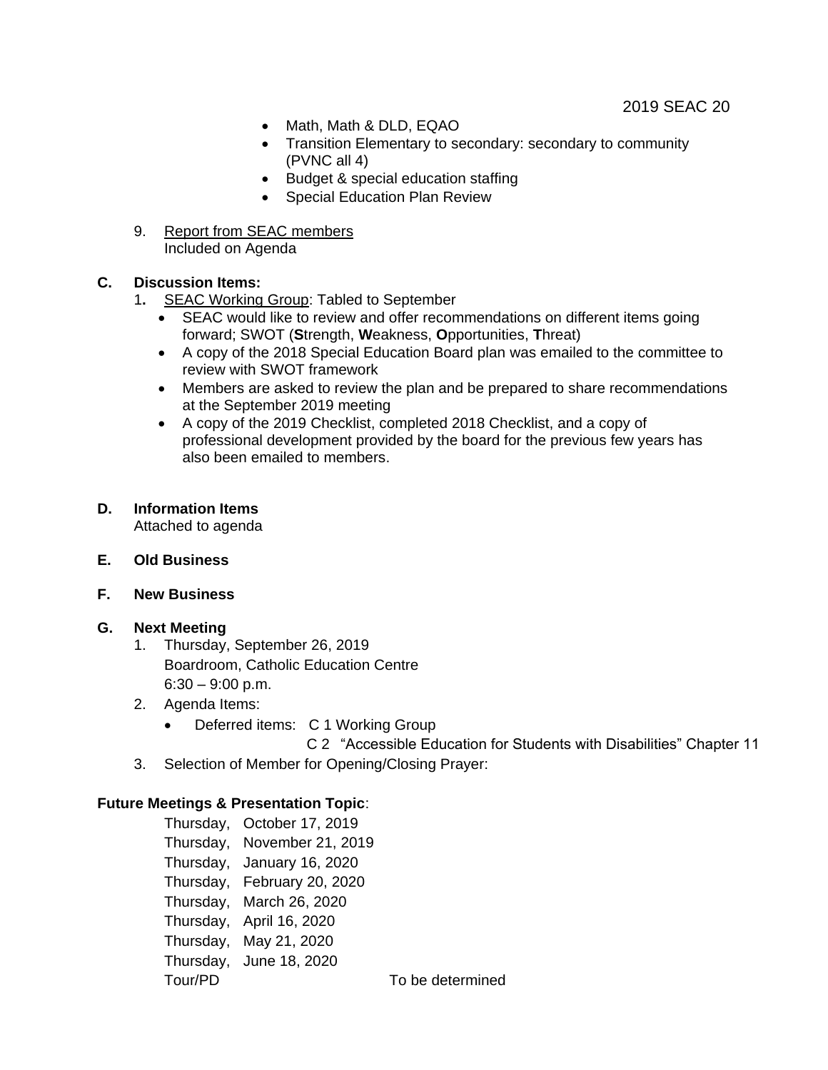- Math, Math & DLD, EQAO
- Transition Elementary to secondary: secondary to community (PVNC all 4)
- Budget & special education staffing
- Special Education Plan Review

9. Report from SEAC members
   Included on Agenda

**C. Discussion Items:**

1. SEAC Working Group: Tabled to September
   - SEAC would like to review and offer recommendations on different items going forward; SWOT (**S**trength, **W**eakness, **O**pportunities, **T**hreat)
   - A copy of the 2018 Special Education Board plan was emailed to the committee to review with SWOT framework
   - Members are asked to review the plan and be prepared to share recommendations at the September 2019 meeting
   - A copy of the 2019 Checklist, completed 2018 Checklist, and a copy of professional development provided by the board for the previous few years has also been emailed to members.

**D. Information Items**
Attached to agenda

**E. Old Business**

**F. New Business**

**G. Next Meeting**

1. Thursday, September 26, 2019
   Boardroom, Catholic Education Centre
   6:30 – 9:00 p.m.
2. Agenda Items:
   - Deferred items: C 1 Working Group
     C 2 "Accessible Education for Students with Disabilities" Chapter 11
3. Selection of Member for Opening/Closing Prayer:

**Future Meetings & Presentation Topic**:

Thursday, October 17, 2019
Thursday, November 21, 2019
Thursday, January 16, 2020
Thursday, February 20, 2020
Thursday, March 26, 2020
Thursday, April 16, 2020
Thursday, May 21, 2020
Thursday, June 18, 2020
Tour/PD To be determined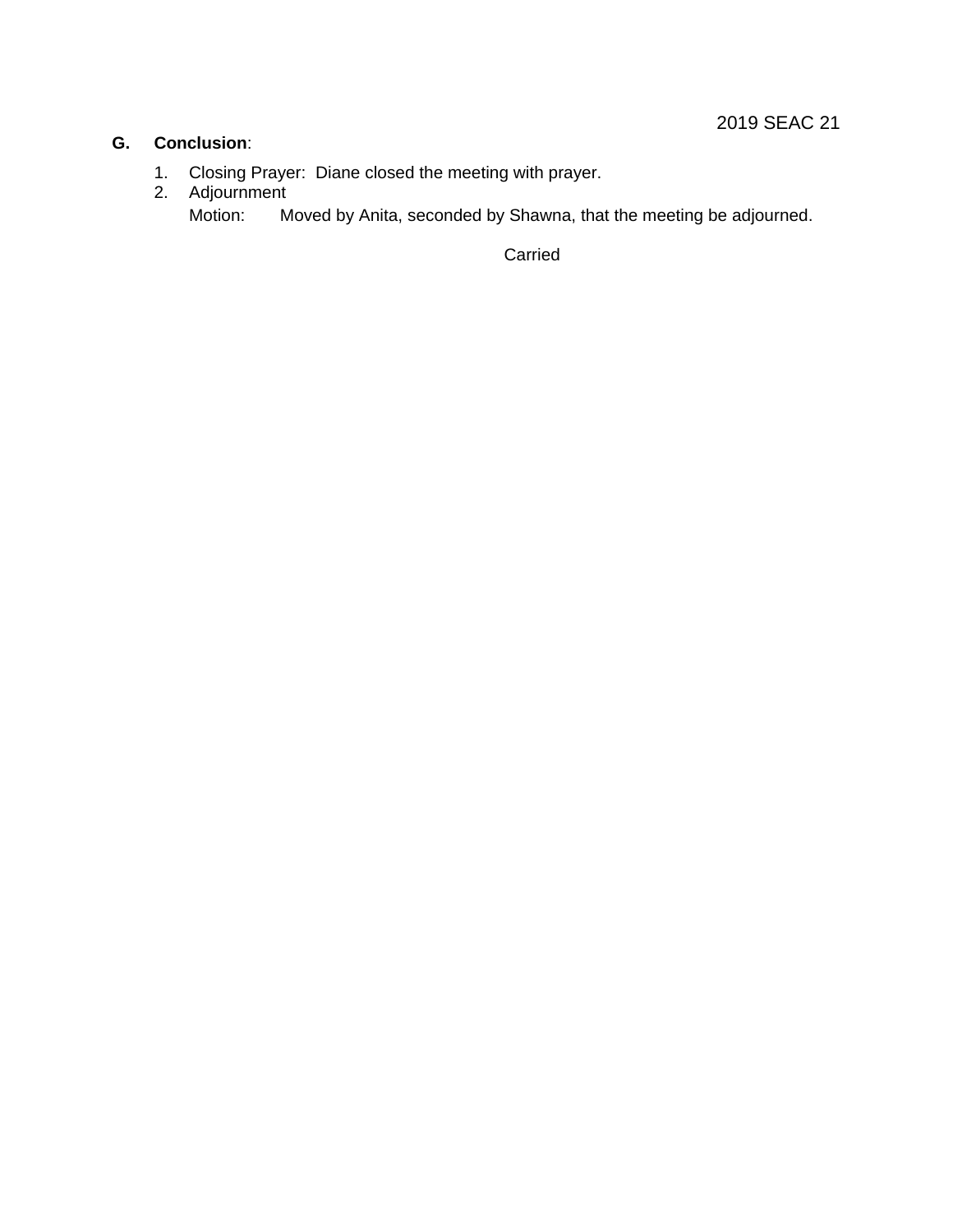**G. Conclusion**:

1. Closing Prayer: Diane closed the meeting with prayer.
2. Adjournment

   Motion: Moved by Anita, seconded by Shawna, that the meeting be adjourned.

   Carried